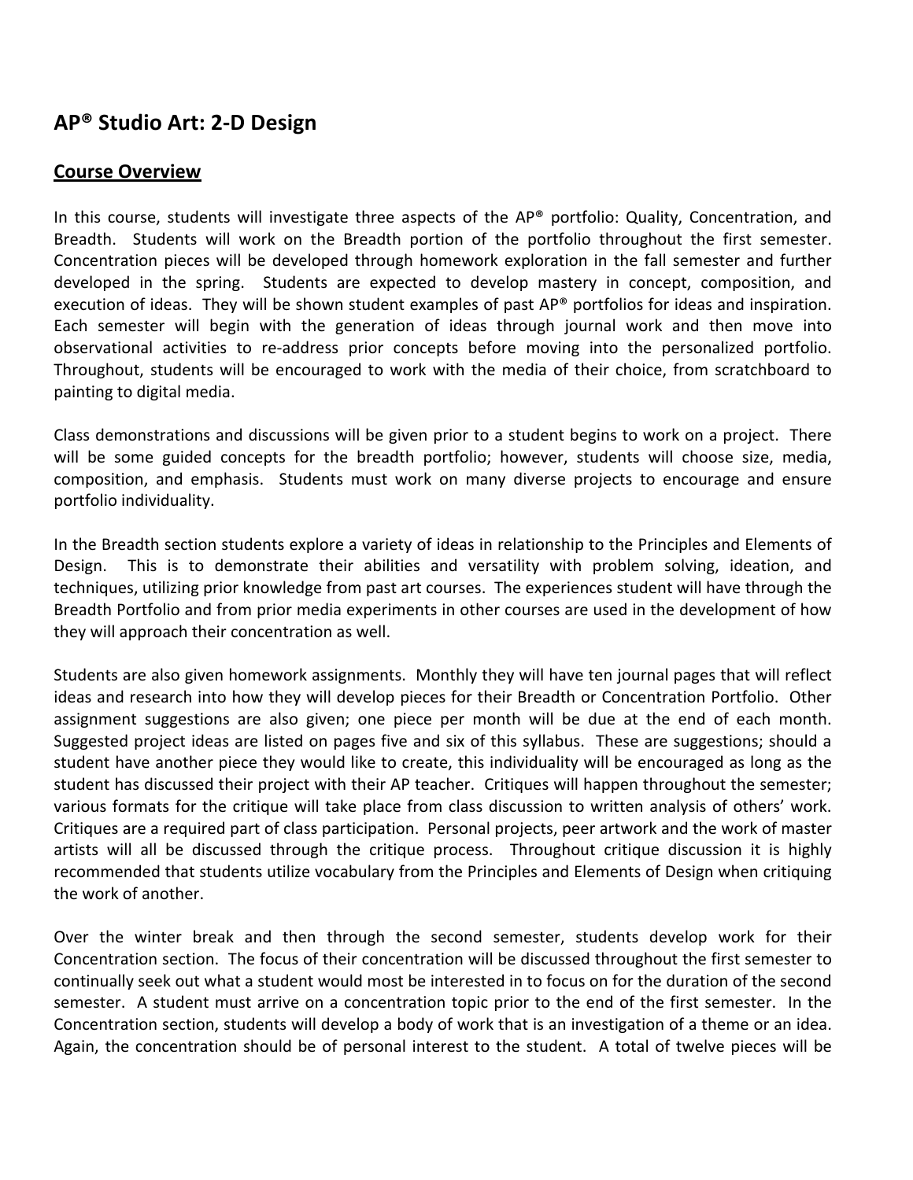# AP® Studio Art: 2-D Design

## Course Overview

In this course, students will investigate three aspects of the AP® portfolio: Quality, Concentration, and Breadth. Students will work on the Breadth portion of the portfolio throughout the first semester. Concentration pieces will be developed through homework exploration in the fall semester and further developed in the spring. Students are expected to develop mastery in concept, composition, and execution of ideas. They will be shown student examples of past AP® portfolios for ideas and inspiration. Each semester will begin with the generation of ideas through journal work and then move into observational activities to re-address prior concepts before moving into the personalized portfolio. Throughout, students will be encouraged to work with the media of their choice, from scratchboard to painting to digital media.

Class demonstrations and discussions will be given prior to a student begins to work on a project. There will be some guided concepts for the breadth portfolio; however, students will choose size, media, composition, and emphasis. Students must work on many diverse projects to encourage and ensure portfolio individuality.

In the Breadth section students explore a variety of ideas in relationship to the Principles and Elements of Design. This is to demonstrate their abilities and versatility with problem solving, ideation, and techniques, utilizing prior knowledge from past art courses. The experiences student will have through the Breadth Portfolio and from prior media experiments in other courses are used in the development of how they will approach their concentration as well.

Students are also given homework assignments. Monthly they will have ten journal pages that will reflect ideas and research into how they will develop pieces for their Breadth or Concentration Portfolio. Other assignment suggestions are also given; one piece per month will be due at the end of each month. Suggested project ideas are listed on pages five and six of this syllabus. These are suggestions; should a student have another piece they would like to create, this individuality will be encouraged as long as the student has discussed their project with their AP teacher. Critiques will happen throughout the semester; various formats for the critique will take place from class discussion to written analysis of others' work. Critiques are a required part of class participation. Personal projects, peer artwork and the work of master artists will all be discussed through the critique process. Throughout critique discussion it is highly recommended that students utilize vocabulary from the Principles and Elements of Design when critiquing the work of another.

Over the winter break and then through the second semester, students develop work for their Concentration section. The focus of their concentration will be discussed throughout the first semester to continually seek out what a student would most be interested in to focus on for the duration of the second semester. A student must arrive on a concentration topic prior to the end of the first semester. In the Concentration section, students will develop a body of work that is an investigation of a theme or an idea. Again, the concentration should be of personal interest to the student. A total of twelve pieces will be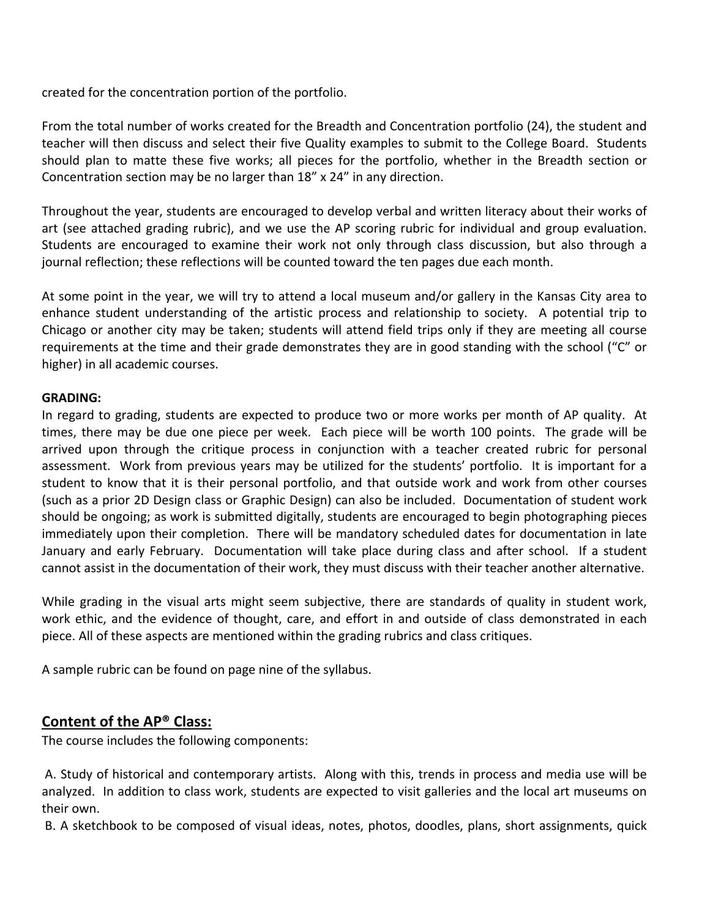created for the concentration portion of the portfolio.

From the total number of works created for the Breadth and Concentration portfolio (24), the student and teacher will then discuss and select their five Quality examples to submit to the College Board. Students should plan to matte these five works; all pieces for the portfolio, whether in the Breadth section or Concentration section may be no larger than 18" x 24" in any direction.

Throughout the year, students are encouraged to develop verbal and written literacy about their works of art (see attached grading rubric), and we use the AP scoring rubric for individual and group evaluation. Students are encouraged to examine their work not only through class discussion, but also through a journal reflection; these reflections will be counted toward the ten pages due each month.

At some point in the year, we will try to attend a local museum and/or gallery in the Kansas City area to enhance student understanding of the artistic process and relationship to society. A potential trip to Chicago or another city may be taken; students will attend field trips only if they are meeting all course requirements at the time and their grade demonstrates they are in good standing with the school ("C" or higher) in all academic courses.

**GRADING:**
In regard to grading, students are expected to produce two or more works per month of AP quality. At times, there may be due one piece per week. Each piece will be worth 100 points. The grade will be arrived upon through the critique process in conjunction with a teacher created rubric for personal assessment. Work from previous years may be utilized for the students' portfolio. It is important for a student to know that it is their personal portfolio, and that outside work and work from other courses (such as a prior 2D Design class or Graphic Design) can also be included. Documentation of student work should be ongoing; as work is submitted digitally, students are encouraged to begin photographing pieces immediately upon their completion. There will be mandatory scheduled dates for documentation in late January and early February. Documentation will take place during class and after school. If a student cannot assist in the documentation of their work, they must discuss with their teacher another alternative.

While grading in the visual arts might seem subjective, there are standards of quality in student work, work ethic, and the evidence of thought, care, and effort in and outside of class demonstrated in each piece. All of these aspects are mentioned within the grading rubrics and class critiques.

A sample rubric can be found on page nine of the syllabus.

## Content of the AP® Class:

The course includes the following components:

A. Study of historical and contemporary artists. Along with this, trends in process and media use will be analyzed. In addition to class work, students are expected to visit galleries and the local art museums on their own.
B. A sketchbook to be composed of visual ideas, notes, photos, doodles, plans, short assignments, quick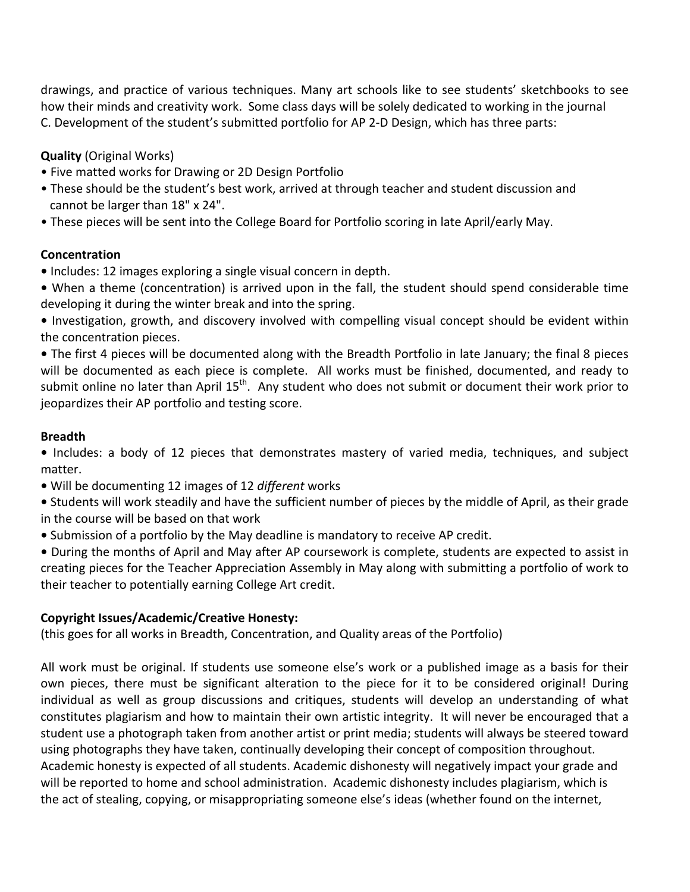drawings, and practice of various techniques. Many art schools like to see students' sketchbooks to see how their minds and creativity work. Some class days will be solely dedicated to working in the journal
C. Development of the student's submitted portfolio for AP 2-D Design, which has three parts:

**Quality** (Original Works)

- Five matted works for Drawing or 2D Design Portfolio
- These should be the student's best work, arrived at through teacher and student discussion and cannot be larger than 18" x 24".
- These pieces will be sent into the College Board for Portfolio scoring in late April/early May.

**Concentration**

- Includes: 12 images exploring a single visual concern in depth.
- When a theme (concentration) is arrived upon in the fall, the student should spend considerable time developing it during the winter break and into the spring.
- Investigation, growth, and discovery involved with compelling visual concept should be evident within the concentration pieces.
- The first 4 pieces will be documented along with the Breadth Portfolio in late January; the final 8 pieces will be documented as each piece is complete. All works must be finished, documented, and ready to submit online no later than April 15th. Any student who does not submit or document their work prior to jeopardizes their AP portfolio and testing score.

**Breadth**

- Includes: a body of 12 pieces that demonstrates mastery of varied media, techniques, and subject matter.
- Will be documenting 12 images of 12 *different* works
- Students will work steadily and have the sufficient number of pieces by the middle of April, as their grade in the course will be based on that work
- Submission of a portfolio by the May deadline is mandatory to receive AP credit.
- During the months of April and May after AP coursework is complete, students are expected to assist in creating pieces for the Teacher Appreciation Assembly in May along with submitting a portfolio of work to their teacher to potentially earning College Art credit.

**Copyright Issues/Academic/Creative Honesty:**
(this goes for all works in Breadth, Concentration, and Quality areas of the Portfolio)

All work must be original. If students use someone else's work or a published image as a basis for their own pieces, there must be significant alteration to the piece for it to be considered original! During individual as well as group discussions and critiques, students will develop an understanding of what constitutes plagiarism and how to maintain their own artistic integrity. It will never be encouraged that a student use a photograph taken from another artist or print media; students will always be steered toward using photographs they have taken, continually developing their concept of composition throughout.
Academic honesty is expected of all students. Academic dishonesty will negatively impact your grade and will be reported to home and school administration. Academic dishonesty includes plagiarism, which is the act of stealing, copying, or misappropriating someone else's ideas (whether found on the internet,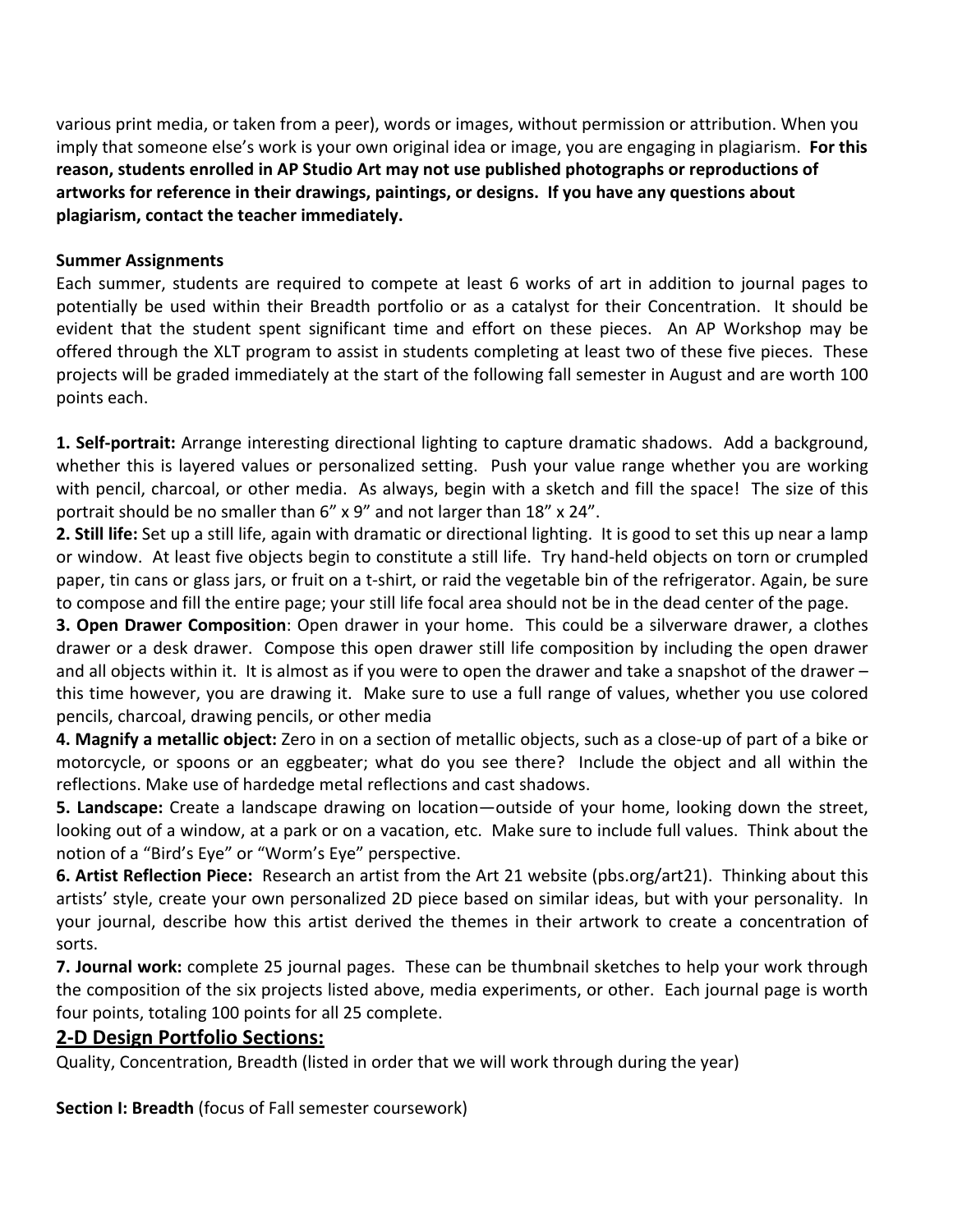various print media, or taken from a peer), words or images, without permission or attribution. When you imply that someone else's work is your own original idea or image, you are engaging in plagiarism. **For this reason, students enrolled in AP Studio Art may not use published photographs or reproductions of artworks for reference in their drawings, paintings, or designs. If you have any questions about plagiarism, contact the teacher immediately.**

**Summer Assignments**

Each summer, students are required to compete at least 6 works of art in addition to journal pages to potentially be used within their Breadth portfolio or as a catalyst for their Concentration. It should be evident that the student spent significant time and effort on these pieces. An AP Workshop may be offered through the XLT program to assist in students completing at least two of these five pieces. These projects will be graded immediately at the start of the following fall semester in August and are worth 100 points each.

**1. Self-portrait:** Arrange interesting directional lighting to capture dramatic shadows. Add a background, whether this is layered values or personalized setting. Push your value range whether you are working with pencil, charcoal, or other media. As always, begin with a sketch and fill the space! The size of this portrait should be no smaller than 6" x 9" and not larger than 18" x 24".

**2. Still life:** Set up a still life, again with dramatic or directional lighting. It is good to set this up near a lamp or window. At least five objects begin to constitute a still life. Try hand-held objects on torn or crumpled paper, tin cans or glass jars, or fruit on a t-shirt, or raid the vegetable bin of the refrigerator. Again, be sure to compose and fill the entire page; your still life focal area should not be in the dead center of the page.

**3. Open Drawer Composition**: Open drawer in your home. This could be a silverware drawer, a clothes drawer or a desk drawer. Compose this open drawer still life composition by including the open drawer and all objects within it. It is almost as if you were to open the drawer and take a snapshot of the drawer – this time however, you are drawing it. Make sure to use a full range of values, whether you use colored pencils, charcoal, drawing pencils, or other media

**4. Magnify a metallic object:** Zero in on a section of metallic objects, such as a close-up of part of a bike or motorcycle, or spoons or an eggbeater; what do you see there? Include the object and all within the reflections. Make use of hardedge metal reflections and cast shadows.

**5. Landscape:** Create a landscape drawing on location—outside of your home, looking down the street, looking out of a window, at a park or on a vacation, etc. Make sure to include full values. Think about the notion of a "Bird's Eye" or "Worm's Eye" perspective.

**6. Artist Reflection Piece:** Research an artist from the Art 21 website (pbs.org/art21). Thinking about this artists' style, create your own personalized 2D piece based on similar ideas, but with your personality. In your journal, describe how this artist derived the themes in their artwork to create a concentration of sorts.

**7. Journal work:** complete 25 journal pages. These can be thumbnail sketches to help your work through the composition of the six projects listed above, media experiments, or other. Each journal page is worth four points, totaling 100 points for all 25 complete.

## 2-D Design Portfolio Sections:

Quality, Concentration, Breadth (listed in order that we will work through during the year)

**Section I: Breadth** (focus of Fall semester coursework)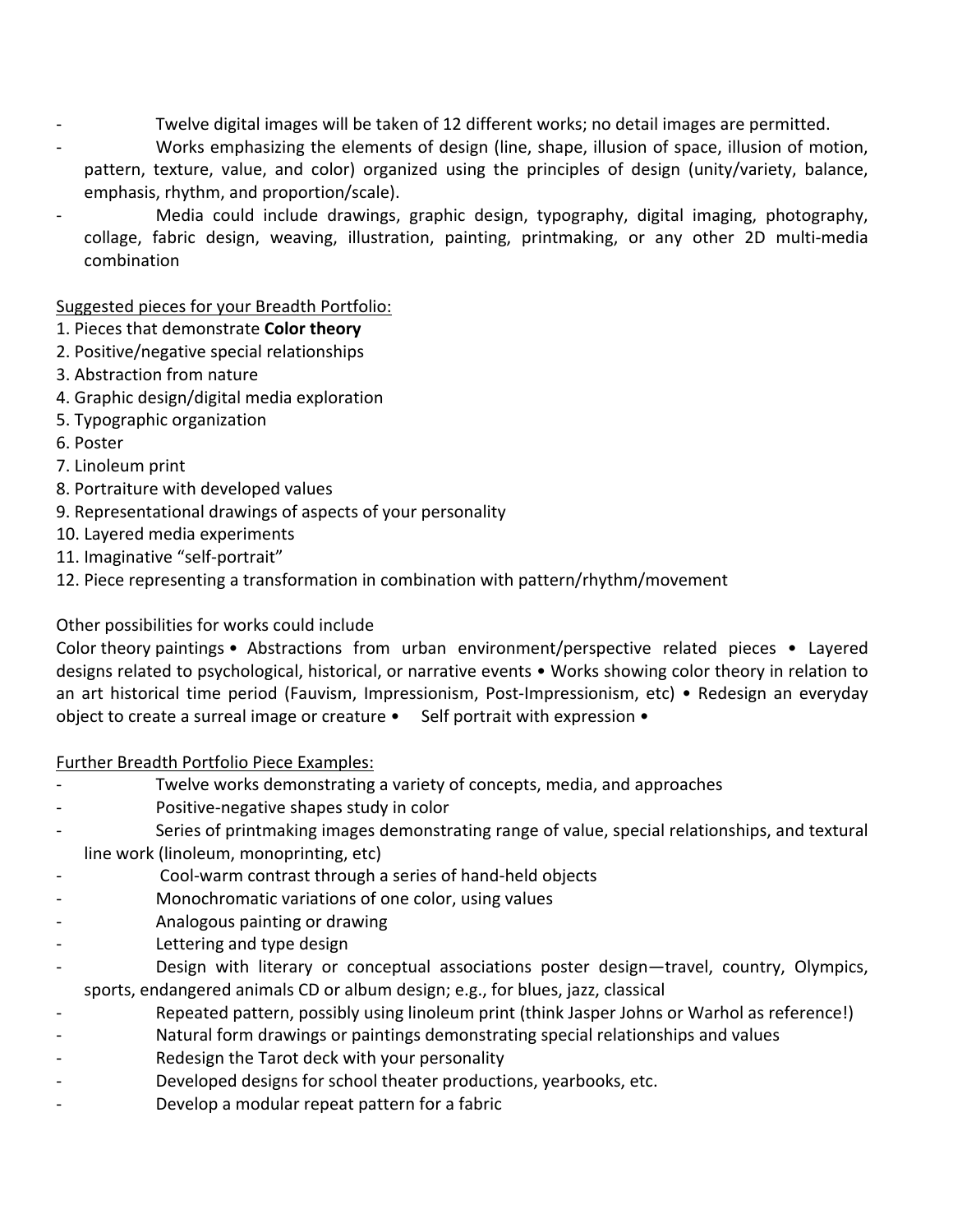- Twelve digital images will be taken of 12 different works; no detail images are permitted.
- Works emphasizing the elements of design (line, shape, illusion of space, illusion of motion, pattern, texture, value, and color) organized using the principles of design (unity/variety, balance, emphasis, rhythm, and proportion/scale).
- Media could include drawings, graphic design, typography, digital imaging, photography, collage, fabric design, weaving, illustration, painting, printmaking, or any other 2D multi-media combination

<u>Suggested pieces for your Breadth Portfolio:</u>

1. Pieces that demonstrate **Color theory**
2. Positive/negative special relationships
3. Abstraction from nature
4. Graphic design/digital media exploration
5. Typographic organization
6. Poster
7. Linoleum print
8. Portraiture with developed values
9. Representational drawings of aspects of your personality
10. Layered media experiments
11. Imaginative "self-portrait"
12. Piece representing a transformation in combination with pattern/rhythm/movement

Other possibilities for works could include

Color theory paintings • Abstractions from urban environment/perspective related pieces • Layered designs related to psychological, historical, or narrative events • Works showing color theory in relation to an art historical time period (Fauvism, Impressionism, Post-Impressionism, etc) • Redesign an everyday object to create a surreal image or creature • Self portrait with expression •

<u>Further Breadth Portfolio Piece Examples:</u>

- Twelve works demonstrating a variety of concepts, media, and approaches
- Positive-negative shapes study in color
- Series of printmaking images demonstrating range of value, special relationships, and textural line work (linoleum, monoprinting, etc)
- Cool-warm contrast through a series of hand-held objects
- Monochromatic variations of one color, using values
- Analogous painting or drawing
- Lettering and type design
- Design with literary or conceptual associations poster design—travel, country, Olympics, sports, endangered animals CD or album design; e.g., for blues, jazz, classical
- Repeated pattern, possibly using linoleum print (think Jasper Johns or Warhol as reference!)
- Natural form drawings or paintings demonstrating special relationships and values
- Redesign the Tarot deck with your personality
- Developed designs for school theater productions, yearbooks, etc.
- Develop a modular repeat pattern for a fabric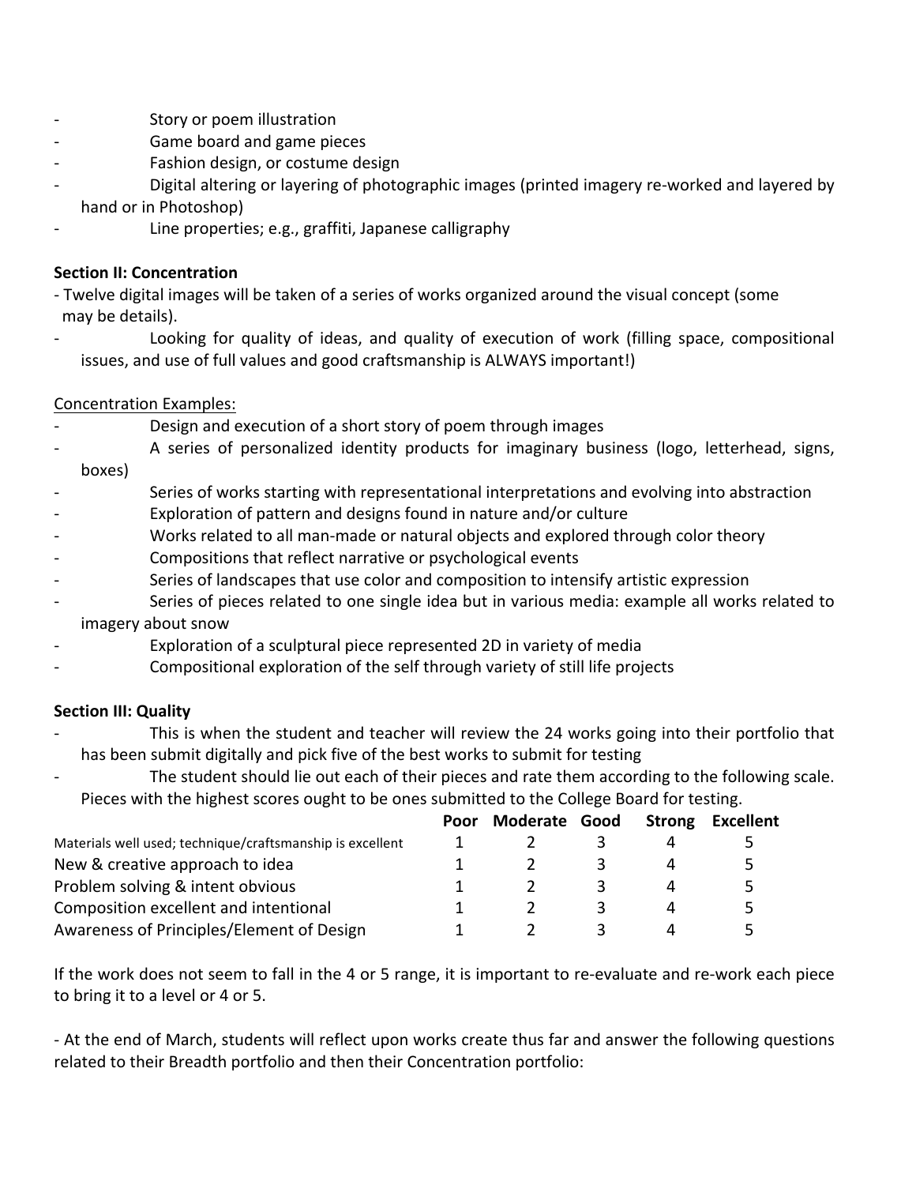- Story or poem illustration
- Game board and game pieces
- Fashion design, or costume design
- Digital altering or layering of photographic images (printed imagery re-worked and layered by hand or in Photoshop)
- Line properties; e.g., graffiti, Japanese calligraphy

**Section II: Concentration**

- Twelve digital images will be taken of a series of works organized around the visual concept (some may be details).
- Looking for quality of ideas, and quality of execution of work (filling space, compositional issues, and use of full values and good craftsmanship is ALWAYS important!)

Concentration Examples:

- Design and execution of a short story of poem through images
- A series of personalized identity products for imaginary business (logo, letterhead, signs, boxes)
- Series of works starting with representational interpretations and evolving into abstraction
- Exploration of pattern and designs found in nature and/or culture
- Works related to all man-made or natural objects and explored through color theory
- Compositions that reflect narrative or psychological events
- Series of landscapes that use color and composition to intensify artistic expression
- Series of pieces related to one single idea but in various media: example all works related to imagery about snow
- Exploration of a sculptural piece represented 2D in variety of media
- Compositional exploration of the self through variety of still life projects

**Section III: Quality**

- This is when the student and teacher will review the 24 works going into their portfolio that has been submit digitally and pick five of the best works to submit for testing
- The student should lie out each of their pieces and rate them according to the following scale. Pieces with the highest scores ought to be ones submitted to the College Board for testing.

| | Poor | Moderate | Good | Strong | Excellent |
|---|---|---|---|---|---|
| Materials well used; technique/craftsmanship is excellent | 1 | 2 | 3 | 4 | 5 |
| New & creative approach to idea | 1 | 2 | 3 | 4 | 5 |
| Problem solving & intent obvious | 1 | 2 | 3 | 4 | 5 |
| Composition excellent and intentional | 1 | 2 | 3 | 4 | 5 |
| Awareness of Principles/Element of Design | 1 | 2 | 3 | 4 | 5 |

If the work does not seem to fall in the 4 or 5 range, it is important to re-evaluate and re-work each piece to bring it to a level or 4 or 5.

- At the end of March, students will reflect upon works create thus far and answer the following questions related to their Breadth portfolio and then their Concentration portfolio: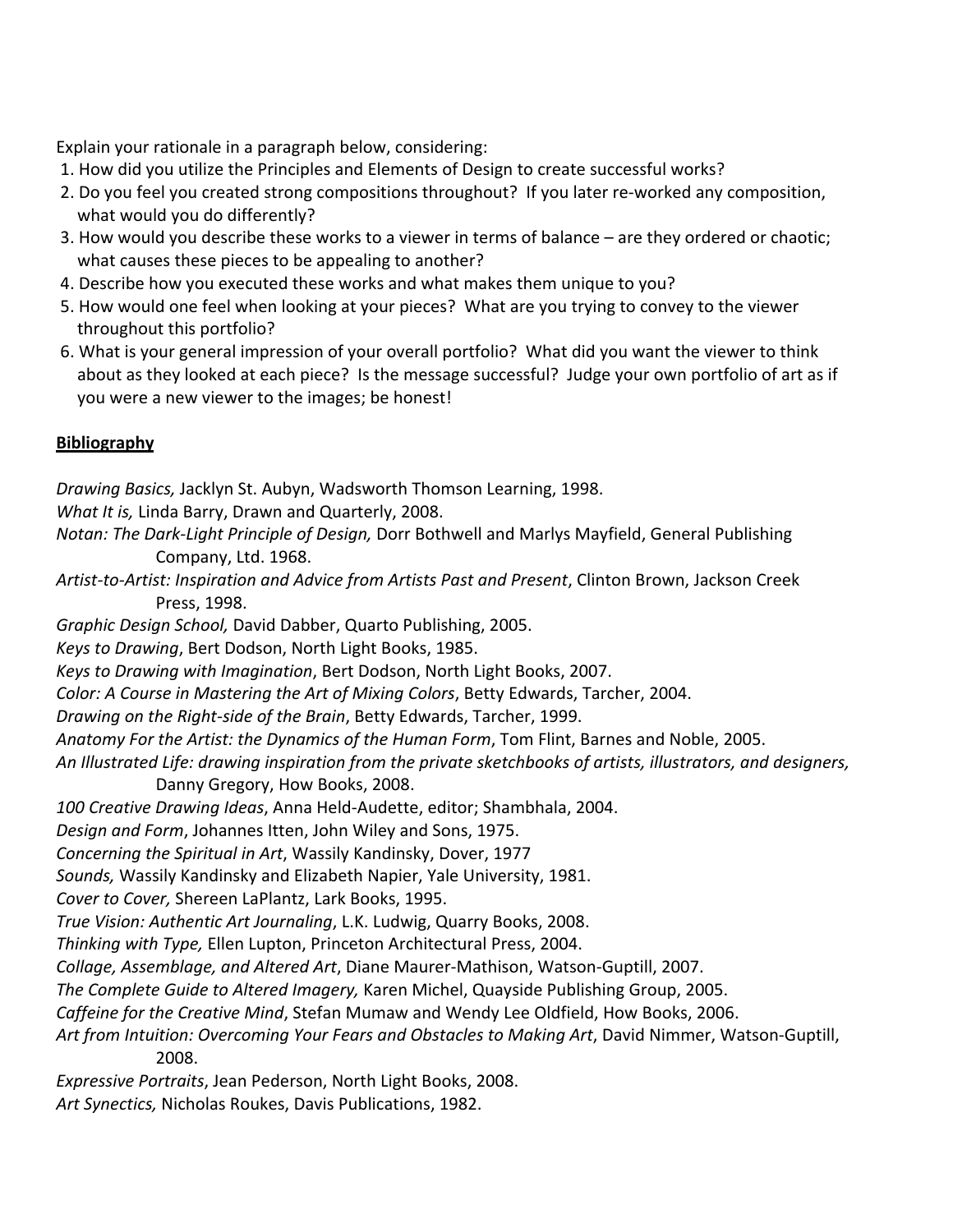Explain your rationale in a paragraph below, considering:

1. How did you utilize the Principles and Elements of Design to create successful works?
2. Do you feel you created strong compositions throughout? If you later re-worked any composition, what would you do differently?
3. How would you describe these works to a viewer in terms of balance – are they ordered or chaotic; what causes these pieces to be appealing to another?
4. Describe how you executed these works and what makes them unique to you?
5. How would one feel when looking at your pieces? What are you trying to convey to the viewer throughout this portfolio?
6. What is your general impression of your overall portfolio? What did you want the viewer to think about as they looked at each piece? Is the message successful? Judge your own portfolio of art as if you were a new viewer to the images; be honest!

**Bibliography**

*Drawing Basics,* Jacklyn St. Aubyn, Wadsworth Thomson Learning, 1998.
*What It is,* Linda Barry, Drawn and Quarterly, 2008.
*Notan: The Dark-Light Principle of Design,* Dorr Bothwell and Marlys Mayfield, General Publishing Company, Ltd. 1968.
*Artist-to-Artist: Inspiration and Advice from Artists Past and Present*, Clinton Brown, Jackson Creek Press, 1998.
*Graphic Design School,* David Dabber, Quarto Publishing, 2005.
*Keys to Drawing*, Bert Dodson, North Light Books, 1985.
*Keys to Drawing with Imagination*, Bert Dodson, North Light Books, 2007.
*Color: A Course in Mastering the Art of Mixing Colors*, Betty Edwards, Tarcher, 2004.
*Drawing on the Right-side of the Brain*, Betty Edwards, Tarcher, 1999.
*Anatomy For the Artist: the Dynamics of the Human Form*, Tom Flint, Barnes and Noble, 2005.
*An Illustrated Life: drawing inspiration from the private sketchbooks of artists, illustrators, and designers,* Danny Gregory, How Books, 2008.
*100 Creative Drawing Ideas*, Anna Held-Audette, editor; Shambhala, 2004.
*Design and Form*, Johannes Itten, John Wiley and Sons, 1975.
*Concerning the Spiritual in Art*, Wassily Kandinsky, Dover, 1977
*Sounds,* Wassily Kandinsky and Elizabeth Napier, Yale University, 1981.
*Cover to Cover,* Shereen LaPlantz, Lark Books, 1995.
*True Vision: Authentic Art Journaling*, L.K. Ludwig, Quarry Books, 2008.
*Thinking with Type,* Ellen Lupton, Princeton Architectural Press, 2004.
*Collage, Assemblage, and Altered Art*, Diane Maurer-Mathison, Watson-Guptill, 2007.
*The Complete Guide to Altered Imagery,* Karen Michel, Quayside Publishing Group, 2005.
*Caffeine for the Creative Mind*, Stefan Mumaw and Wendy Lee Oldfield, How Books, 2006.
*Art from Intuition: Overcoming Your Fears and Obstacles to Making Art*, David Nimmer, Watson-Guptill, 2008.
*Expressive Portraits*, Jean Pederson, North Light Books, 2008.
*Art Synectics,* Nicholas Roukes, Davis Publications, 1982.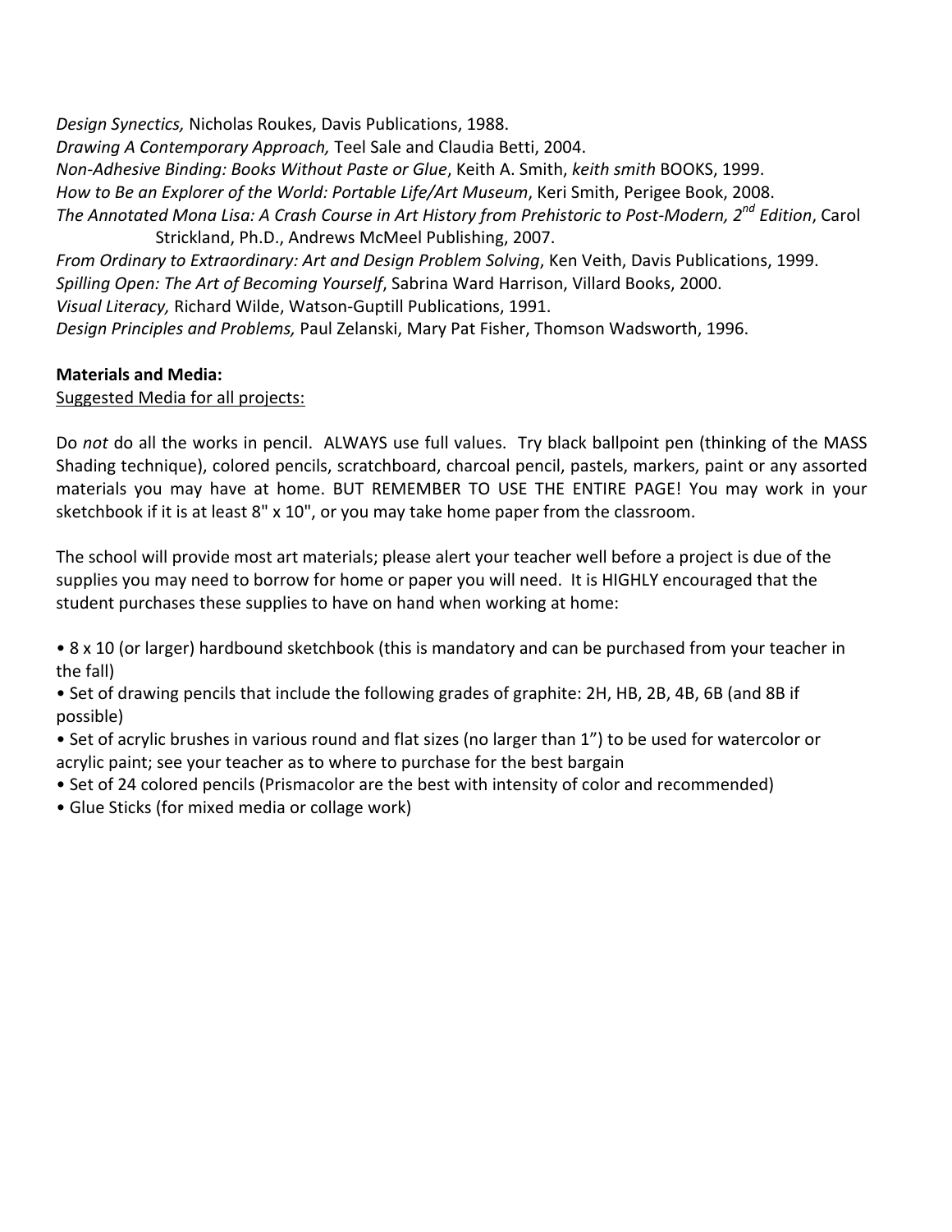*Design Synectics,* Nicholas Roukes, Davis Publications, 1988.
*Drawing A Contemporary Approach,* Teel Sale and Claudia Betti, 2004.
*Non-Adhesive Binding: Books Without Paste or Glue*, Keith A. Smith, *keith smith* BOOKS, 1999.
*How to Be an Explorer of the World: Portable Life/Art Museum*, Keri Smith, Perigee Book, 2008.
*The Annotated Mona Lisa: A Crash Course in Art History from Prehistoric to Post-Modern, 2nd Edition*, Carol Strickland, Ph.D., Andrews McMeel Publishing, 2007.
*From Ordinary to Extraordinary: Art and Design Problem Solving*, Ken Veith, Davis Publications, 1999.
*Spilling Open: The Art of Becoming Yourself*, Sabrina Ward Harrison, Villard Books, 2000.
*Visual Literacy,* Richard Wilde, Watson-Guptill Publications, 1991.
*Design Principles and Problems,* Paul Zelanski, Mary Pat Fisher, Thomson Wadsworth, 1996.

**Materials and Media:**
<u>Suggested Media for all projects:</u>

Do *not* do all the works in pencil. ALWAYS use full values. Try black ballpoint pen (thinking of the MASS Shading technique), colored pencils, scratchboard, charcoal pencil, pastels, markers, paint or any assorted materials you may have at home. BUT REMEMBER TO USE THE ENTIRE PAGE! You may work in your sketchbook if it is at least 8" x 10", or you may take home paper from the classroom.

The school will provide most art materials; please alert your teacher well before a project is due of the supplies you may need to borrow for home or paper you will need. It is HIGHLY encouraged that the student purchases these supplies to have on hand when working at home:

- 8 x 10 (or larger) hardbound sketchbook (this is mandatory and can be purchased from your teacher in the fall)
- Set of drawing pencils that include the following grades of graphite: 2H, HB, 2B, 4B, 6B (and 8B if possible)
- Set of acrylic brushes in various round and flat sizes (no larger than 1") to be used for watercolor or acrylic paint; see your teacher as to where to purchase for the best bargain
- Set of 24 colored pencils (Prismacolor are the best with intensity of color and recommended)
- Glue Sticks (for mixed media or collage work)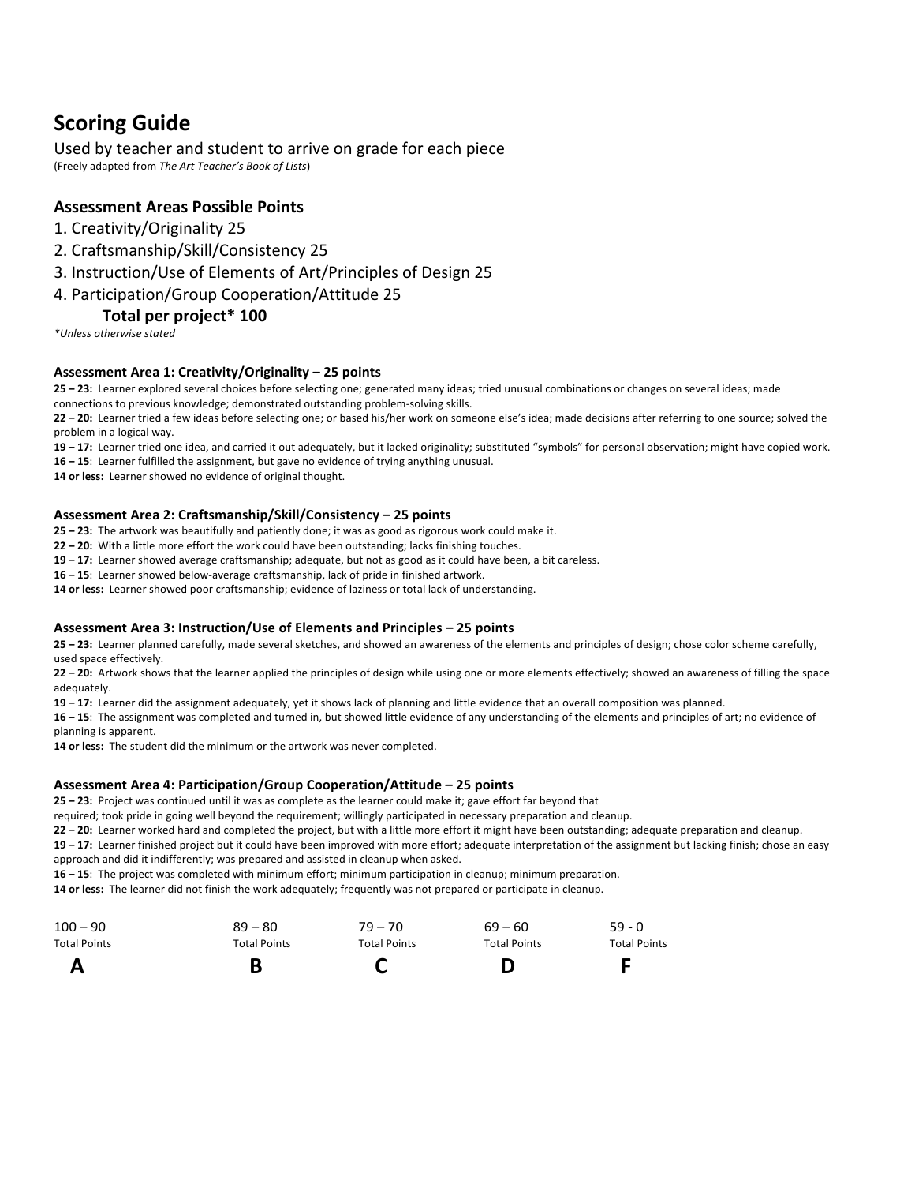# Scoring Guide

Used by teacher and student to arrive on grade for each piece

(Freely adapted from *The Art Teacher's Book of Lists*)

### Assessment Areas Possible Points

1. Creativity/Originality 25
2. Craftsmanship/Skill/Consistency 25
3. Instruction/Use of Elements of Art/Principles of Design 25
4. Participation/Group Cooperation/Attitude 25

**Total per project* 100**

*\*Unless otherwise stated*

#### Assessment Area 1: Creativity/Originality – 25 points

**25 – 23:** Learner explored several choices before selecting one; generated many ideas; tried unusual combinations or changes on several ideas; made connections to previous knowledge; demonstrated outstanding problem-solving skills.

**22 – 20:** Learner tried a few ideas before selecting one; or based his/her work on someone else's idea; made decisions after referring to one source; solved the problem in a logical way.

**19 – 17:** Learner tried one idea, and carried it out adequately, but it lacked originality; substituted "symbols" for personal observation; might have copied work.

**16 – 15**: Learner fulfilled the assignment, but gave no evidence of trying anything unusual.

**14 or less:** Learner showed no evidence of original thought.

#### Assessment Area 2: Craftsmanship/Skill/Consistency – 25 points

**25 – 23:** The artwork was beautifully and patiently done; it was as good as rigorous work could make it.

**22 – 20:** With a little more effort the work could have been outstanding; lacks finishing touches.

**19 – 17:** Learner showed average craftsmanship; adequate, but not as good as it could have been, a bit careless.

**16 – 15**: Learner showed below-average craftsmanship, lack of pride in finished artwork.

**14 or less:** Learner showed poor craftsmanship; evidence of laziness or total lack of understanding.

#### Assessment Area 3: Instruction/Use of Elements and Principles – 25 points

**25 – 23:** Learner planned carefully, made several sketches, and showed an awareness of the elements and principles of design; chose color scheme carefully, used space effectively.

**22 – 20:** Artwork shows that the learner applied the principles of design while using one or more elements effectively; showed an awareness of filling the space adequately.

**19 – 17:** Learner did the assignment adequately, yet it shows lack of planning and little evidence that an overall composition was planned.

**16 – 15**: The assignment was completed and turned in, but showed little evidence of any understanding of the elements and principles of art; no evidence of planning is apparent.

**14 or less:** The student did the minimum or the artwork was never completed.

#### Assessment Area 4: Participation/Group Cooperation/Attitude – 25 points

**25 – 23:** Project was continued until it was as complete as the learner could make it; gave effort far beyond that required; took pride in going well beyond the requirement; willingly participated in necessary preparation and cleanup.

**22 – 20:** Learner worked hard and completed the project, but with a little more effort it might have been outstanding; adequate preparation and cleanup.

**19 – 17:** Learner finished project but it could have been improved with more effort; adequate interpretation of the assignment but lacking finish; chose an easy approach and did it indifferently; was prepared and assisted in cleanup when asked.

**16 – 15**: The project was completed with minimum effort; minimum participation in cleanup; minimum preparation.

**14 or less:** The learner did not finish the work adequately; frequently was not prepared or participate in cleanup.

| 100 – 90 Total Points | 89 – 80 Total Points | 79 – 70 Total Points | 69 – 60 Total Points | 59 - 0 Total Points |
|---|---|---|---|---|
| **A** | **B** | **C** | **D** | **F** |